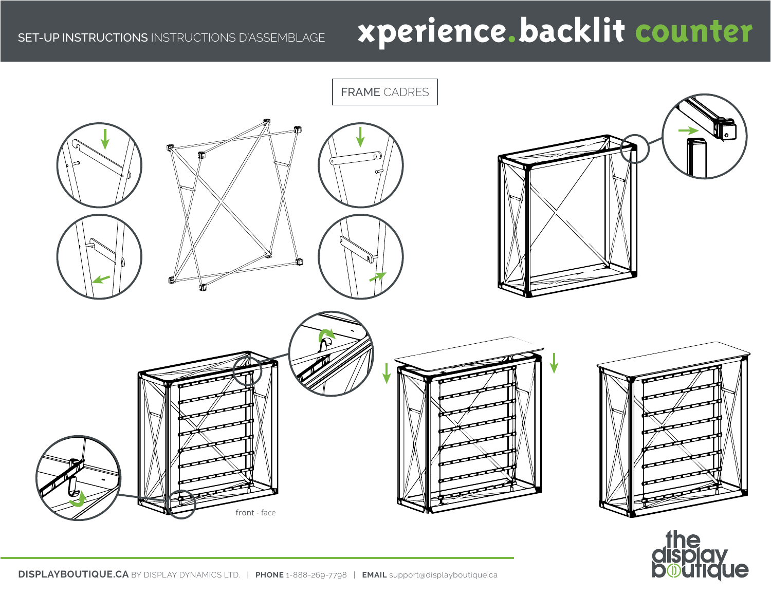SET-UP INSTRUCTIONS INSTRUCTIONS D'ASSEMBLAGE

# xperience.backlit counter

## FRAME CADRES

front - face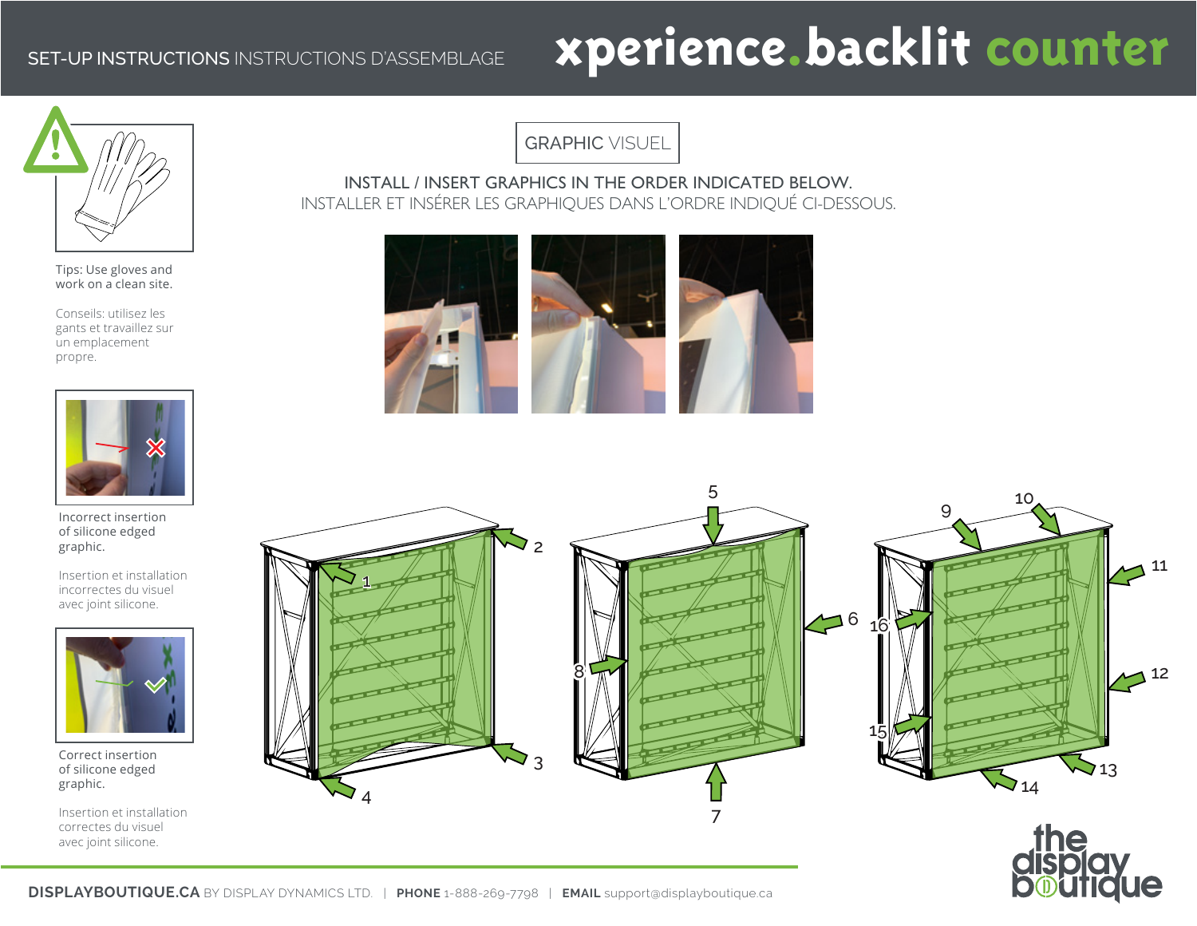# SET-UP INSTRUCTIONS INSTRUCTIONS D'ASSEMBLAGE

# xperience.backlit counter

Tips: Use gloves and work on a clean site.

Conseils: utilisez les gants et travaillez sur un emplacement propre.

Incorrect insertion of silicone edged graphic.

Insertion et installation incorrectes du visuel avec joint silicone.

Correct insertion of silicone edged graphic.

Insertion et installation correctes du visuel avec joint silicone.

## GRAPHIC VISUEL

INSTALL / INSERT GRAPHICS IN THE ORDER INDICATED BELOW.
INSTALLER ET INSÉRER LES GRAPHIQUES DANS L'ORDRE INDIQUÉ CI-DESSOUS.

1 2 3 4 5 6 7 8 9 10 11 12 13 14 15 16

**DISPLAYBOUTIQUE.CA** BY DISPLAY DYNAMICS LTD. | **PHONE** 1-888-269-7798 | **EMAIL** support@displayboutique.ca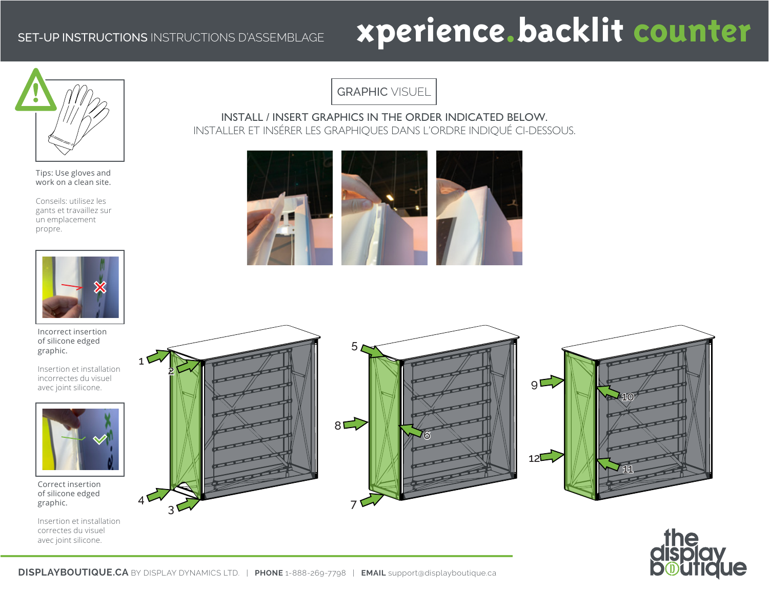SET-UP INSTRUCTIONS INSTRUCTIONS D'ASSEMBLAGE

# xperience.backlit counter

Tips: Use gloves and work on a clean site.

Conseils: utilisez les gants et travaillez sur un emplacement propre.

## GRAPHIC VISUEL

INSTALL / INSERT GRAPHICS IN THE ORDER INDICATED BELOW.

INSTALLER ET INSÉRER LES GRAPHIQUES DANS L'ORDRE INDIQUÉ CI-DESSOUS.

Incorrect insertion of silicone edged graphic.

Insertion et installation incorrectes du visuel avec joint silicone.

Correct insertion of silicone edged graphic.

Insertion et installation correctes du visuel avec joint silicone.

1
2
3
4
5
6
7
8
9
10
11
12

**DISPLAYBOUTIQUE.CA** BY DISPLAY DYNAMICS LTD. | **PHONE** 1-888-269-7798 | **EMAIL** support@displayboutique.ca